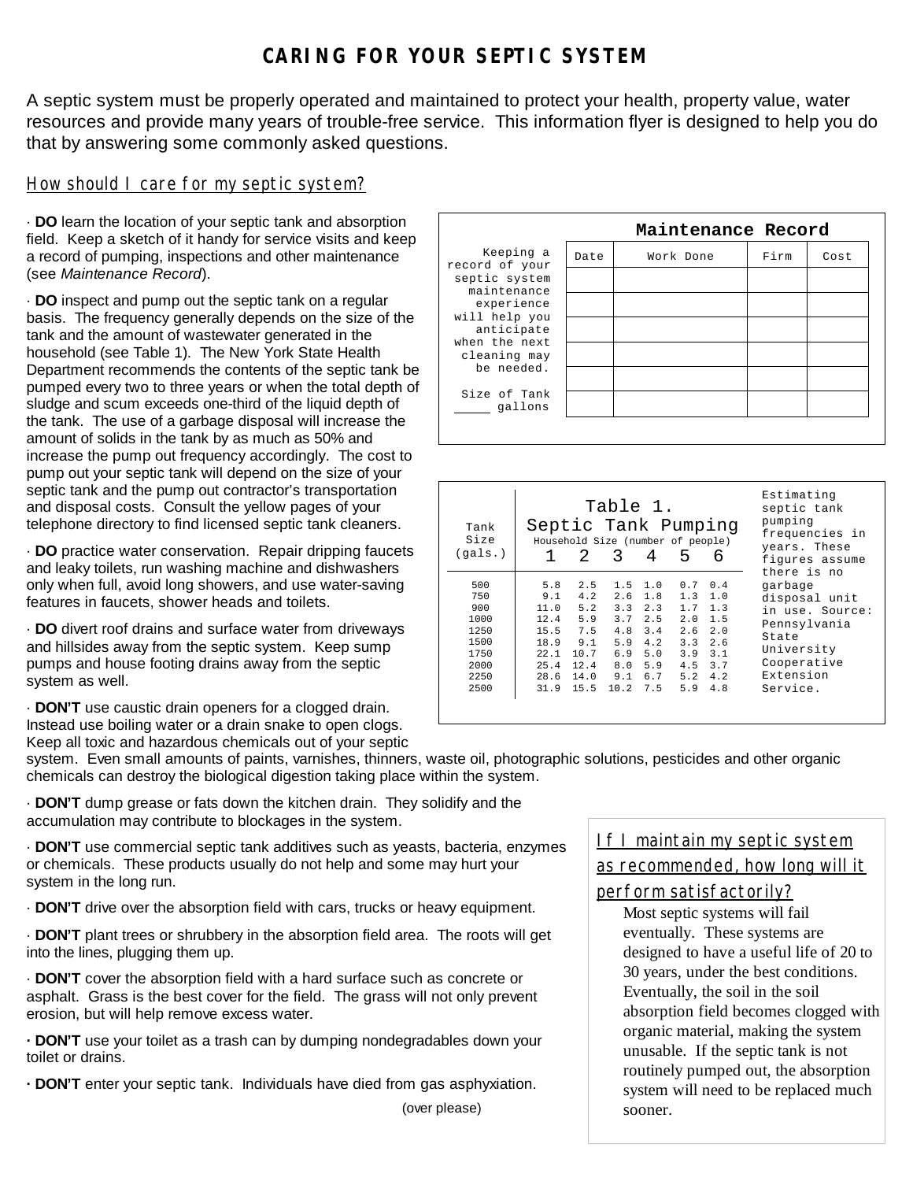# CARING FOR YOUR SEPTIC SYSTEM

A septic system must be properly operated and maintained to protect your health, property value, water resources and provide many years of trouble-free service. This information flyer is designed to help you do that by answering some commonly asked questions.

## How should I care for my septic system?

· **DO** learn the location of your septic tank and absorption field. Keep a sketch of it handy for service visits and keep a record of pumping, inspections and other maintenance (see *Maintenance Record*).

· **DO** inspect and pump out the septic tank on a regular basis. The frequency generally depends on the size of the tank and the amount of wastewater generated in the household (see Table 1). The New York State Health Department recommends the contents of the septic tank be pumped every two to three years or when the total depth of sludge and scum exceeds one-third of the liquid depth of the tank. The use of a garbage disposal will increase the amount of solids in the tank by as much as 50% and increase the pump out frequency accordingly. The cost to pump out your septic tank will depend on the size of your septic tank and the pump out contractor's transportation and disposal costs. Consult the yellow pages of your telephone directory to find licensed septic tank cleaners.

· **DO** practice water conservation. Repair dripping faucets and leaky toilets, run washing machine and dishwashers only when full, avoid long showers, and use water-saving features in faucets, shower heads and toilets.

· **DO** divert roof drains and surface water from driveways and hillsides away from the septic system. Keep sump pumps and house footing drains away from the septic system as well.

· **DON'T** use caustic drain openers for a clogged drain. Instead use boiling water or a drain snake to open clogs. Keep all toxic and hazardous chemicals out of your septic system. Even small amounts of paints, varnishes, thinners, waste oil, photographic solutions, pesticides and other organic chemicals can destroy the biological digestion taking place within the system.

· **DON'T** dump grease or fats down the kitchen drain. They solidify and the accumulation may contribute to blockages in the system.

· **DON'T** use commercial septic tank additives such as yeasts, bacteria, enzymes or chemicals. These products usually do not help and some may hurt your system in the long run.

· **DON'T** drive over the absorption field with cars, trucks or heavy equipment.

· **DON'T** plant trees or shrubbery in the absorption field area. The roots will get into the lines, plugging them up.

· **DON'T** cover the absorption field with a hard surface such as concrete or asphalt. Grass is the best cover for the field. The grass will not only prevent erosion, but will help remove excess water.

· **DON'T** use your toilet as a trash can by dumping nondegradables down your toilet or drains.

· **DON'T** enter your septic tank. Individuals have died from gas asphyxiation.

(over please)

### Maintenance Record

Keeping a record of your septic system maintenance experience will help you anticipate when the next cleaning may be needed.

Size of Tank _____ gallons

| Date | Work Done | Firm | Cost |
|---|---|---|---|
| | | | |
| | | | |
| | | | |
| | | | |
| | | | |
| | | | |

### Table 1. Septic Tank Pumping

| Tank Size (gals.) | Household Size (number of people) | | | | | |
|---|---|---|---|---|---|---|
| | 1 | 2 | 3 | 4 | 5 | 6 |
| 500 | 5.8 | 2.5 | 1.5 | 1.0 | 0.7 | 0.4 |
| 750 | 9.1 | 4.2 | 2.6 | 1.8 | 1.3 | 1.0 |
| 900 | 11.0 | 5.2 | 3.3 | 2.3 | 1.7 | 1.3 |
| 1000 | 12.4 | 5.9 | 3.7 | 2.5 | 2.0 | 1.5 |
| 1250 | 15.5 | 7.5 | 4.8 | 3.4 | 2.6 | 2.0 |
| 1500 | 18.9 | 9.1 | 5.9 | 4.2 | 3.3 | 2.6 |
| 1750 | 22.1 | 10.7 | 6.9 | 5.0 | 3.9 | 3.1 |
| 2000 | 25.4 | 12.4 | 8.0 | 5.9 | 4.5 | 3.7 |
| 2250 | 28.6 | 14.0 | 9.1 | 6.7 | 5.2 | 4.2 |
| 2500 | 31.9 | 15.5 | 10.2 | 7.5 | 5.9 | 4.8 |

Estimating septic tank pumping frequencies in years. These figures assume there is no garbage disposal unit in use. Source: Pennsylvania State University Cooperative Extension Service.

## If I maintain my septic system as recommended, how long will it perform satisfactorily?

Most septic systems will fail eventually. These systems are designed to have a useful life of 20 to 30 years, under the best conditions. Eventually, the soil in the soil absorption field becomes clogged with organic material, making the system unusable. If the septic tank is not routinely pumped out, the absorption system will need to be replaced much sooner.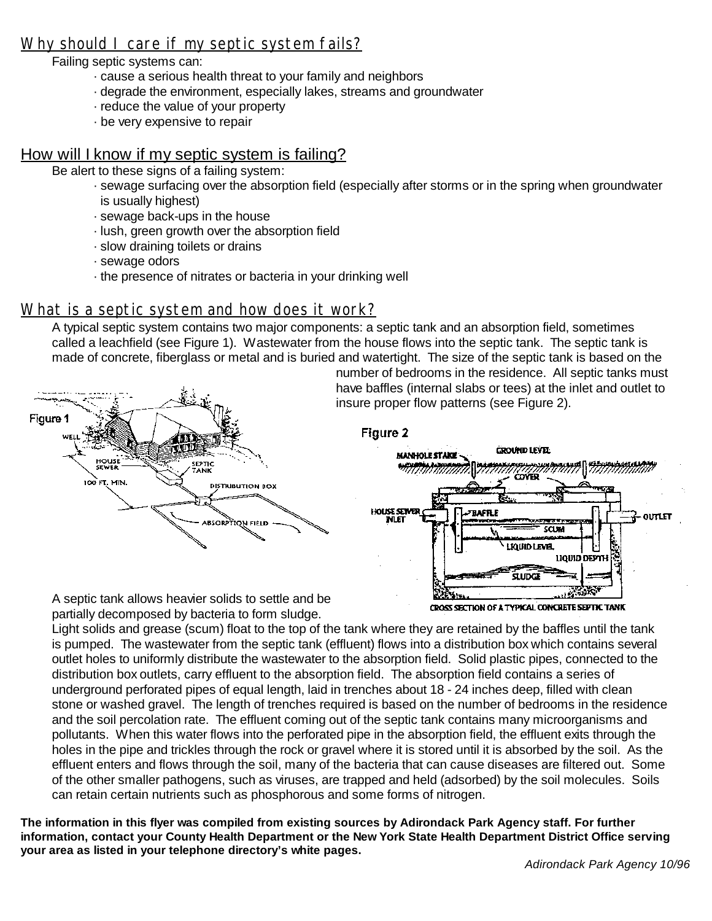## Why should I care if my septic system fails?

Failing septic systems can:

- cause a serious health threat to your family and neighbors
- degrade the environment, especially lakes, streams and groundwater
- reduce the value of your property
- be very expensive to repair

## How will I know if my septic system is failing?

Be alert to these signs of a failing system:

- sewage surfacing over the absorption field (especially after storms or in the spring when groundwater is usually highest)
- sewage back-ups in the house
- lush, green growth over the absorption field
- slow draining toilets or drains
- sewage odors
- the presence of nitrates or bacteria in your drinking well

## What is a septic system and how does it work?

A typical septic system contains two major components: a septic tank and an absorption field, sometimes called a leachfield (see Figure 1). Wastewater from the house flows into the septic tank. The septic tank is made of concrete, fiberglass or metal and is buried and watertight. The size of the septic tank is based on the number of bedrooms in the residence. All septic tanks must have baffles (internal slabs or tees) at the inlet and outlet to insure proper flow patterns (see Figure 2).

Figure 1

WELL
HOUSE SEWER
SEPTIC TANK
100 FT. MIN.
DISTRIBUTION BOX
ABSORPTION FIELD

Figure 2

MANHOLE STAKE
GROUND LEVEL
COVER
HOUSE SEWER INLET
BAFFLE
OUTLET
SCUM
LIQUID LEVEL
LIQUID DEPTH
SLUDGE

CROSS SECTION OF A TYPICAL CONCRETE SEPTIC TANK

A septic tank allows heavier solids to settle and be partially decomposed by bacteria to form sludge. Light solids and grease (scum) float to the top of the tank where they are retained by the baffles until the tank is pumped. The wastewater from the septic tank (effluent) flows into a distribution box which contains several outlet holes to uniformly distribute the wastewater to the absorption field. Solid plastic pipes, connected to the distribution box outlets, carry effluent to the absorption field. The absorption field contains a series of underground perforated pipes of equal length, laid in trenches about 18 - 24 inches deep, filled with clean stone or washed gravel. The length of trenches required is based on the number of bedrooms in the residence and the soil percolation rate. The effluent coming out of the septic tank contains many microorganisms and pollutants. When this water flows into the perforated pipe in the absorption field, the effluent exits through the holes in the pipe and trickles through the rock or gravel where it is stored until it is absorbed by the soil. As the effluent enters and flows through the soil, many of the bacteria that can cause diseases are filtered out. Some of the other smaller pathogens, such as viruses, are trapped and held (adsorbed) by the soil molecules. Soils can retain certain nutrients such as phosphorous and some forms of nitrogen.

**The information in this flyer was compiled from existing sources by Adirondack Park Agency staff. For further information, contact your County Health Department or the New York State Health Department District Office serving your area as listed in your telephone directory's white pages.**

*Adirondack Park Agency 10/96*